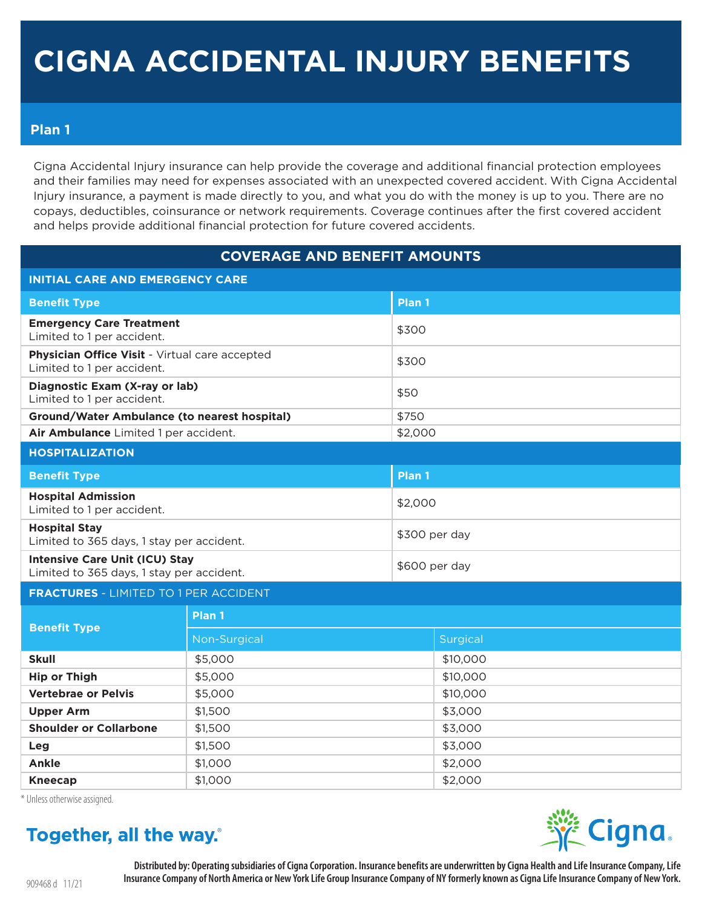# CIGNA ACCIDENTAL INJURY BENEFITS

## Plan 1

Cigna Accidental Injury insurance can help provide the coverage and additional financial protection employees and their families may need for expenses associated with an unexpected covered accident. With Cigna Accidental Injury insurance, a payment is made directly to you, and what you do with the money is up to you. There are no copays, deductibles, coinsurance or network requirements. Coverage continues after the first covered accident and helps provide additional financial protection for future covered accidents.

## COVERAGE AND BENEFIT AMOUNTS

### INITIAL CARE AND EMERGENCY CARE

| Benefit Type | Plan 1 |
|---|---|
| **Emergency Care Treatment** Limited to 1 per accident. | $300 |
| **Physician Office Visit** - Virtual care accepted Limited to 1 per accident. | $300 |
| **Diagnostic Exam (X-ray or lab)** Limited to 1 per accident. | $50 |
| **Ground/Water Ambulance (to nearest hospital)** | $750 |
| **Air Ambulance** Limited 1 per accident. | $2,000 |

### HOSPITALIZATION

| Benefit Type | Plan 1 |
|---|---|
| **Hospital Admission** Limited to 1 per accident. | $2,000 |
| **Hospital Stay** Limited to 365 days, 1 stay per accident. | $300 per day |
| **Intensive Care Unit (ICU) Stay** Limited to 365 days, 1 stay per accident. | $600 per day |

### FRACTURES - LIMITED TO 1 PER ACCIDENT

| Benefit Type | Plan 1 | |
|---|---|---|
| | Non-Surgical | Surgical |
| **Skull** | $5,000 | $10,000 |
| **Hip or Thigh** | $5,000 | $10,000 |
| **Vertebrae or Pelvis** | $5,000 | $10,000 |
| **Upper Arm** | $1,500 | $3,000 |
| **Shoulder or Collarbone** | $1,500 | $3,000 |
| **Leg** | $1,500 | $3,000 |
| **Ankle** | $1,000 | $2,000 |
| **Kneecap** | $1,000 | $2,000 |

* Unless otherwise assigned.

Together, all the way.®

Cigna.

Distributed by: Operating subsidiaries of Cigna Corporation. Insurance benefits are underwritten by Cigna Health and Life Insurance Company, Life Insurance Company of North America or New York Life Group Insurance Company of NY formerly known as Cigna Life Insurance Company of New York.

909468 d 11/21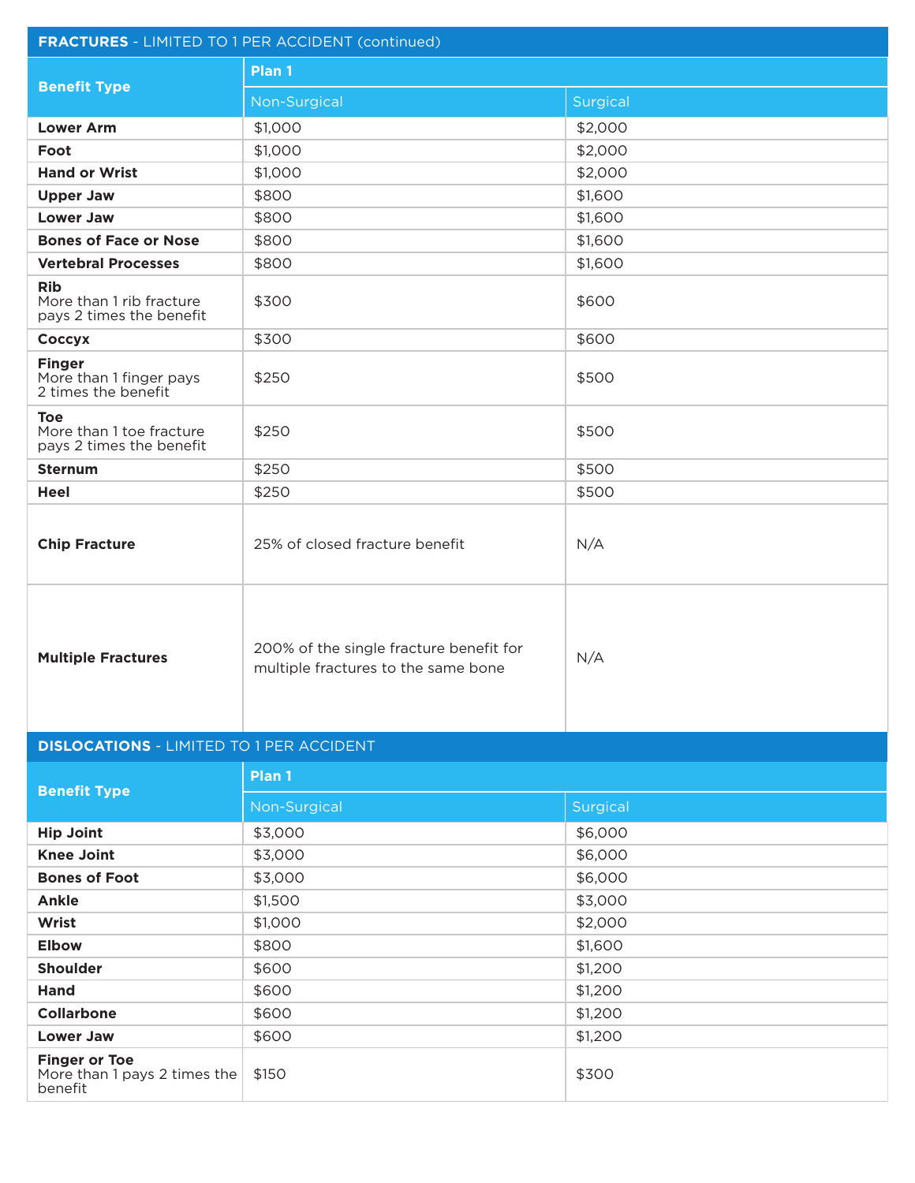## FRACTURES - LIMITED TO 1 PER ACCIDENT (continued)

| Benefit Type | Plan 1 | |
|---|---|---|
| | Non-Surgical | Surgical |
| **Lower Arm** | $1,000 | $2,000 |
| **Foot** | $1,000 | $2,000 |
| **Hand or Wrist** | $1,000 | $2,000 |
| **Upper Jaw** | $800 | $1,600 |
| **Lower Jaw** | $800 | $1,600 |
| **Bones of Face or Nose** | $800 | $1,600 |
| **Vertebral Processes** | $800 | $1,600 |
| **Rib** More than 1 rib fracture pays 2 times the benefit | $300 | $600 |
| **Coccyx** | $300 | $600 |
| **Finger** More than 1 finger pays 2 times the benefit | $250 | $500 |
| **Toe** More than 1 toe fracture pays 2 times the benefit | $250 | $500 |
| **Sternum** | $250 | $500 |
| **Heel** | $250 | $500 |
| **Chip Fracture** | 25% of closed fracture benefit | N/A |
| **Multiple Fractures** | 200% of the single fracture benefit for multiple fractures to the same bone | N/A |

## DISLOCATIONS - LIMITED TO 1 PER ACCIDENT

| Benefit Type | Plan 1 | |
|---|---|---|
| | Non-Surgical | Surgical |
| **Hip Joint** | $3,000 | $6,000 |
| **Knee Joint** | $3,000 | $6,000 |
| **Bones of Foot** | $3,000 | $6,000 |
| **Ankle** | $1,500 | $3,000 |
| **Wrist** | $1,000 | $2,000 |
| **Elbow** | $800 | $1,600 |
| **Shoulder** | $600 | $1,200 |
| **Hand** | $600 | $1,200 |
| **Collarbone** | $600 | $1,200 |
| **Lower Jaw** | $600 | $1,200 |
| **Finger or Toe** More than 1 pays 2 times the benefit | $150 | $300 |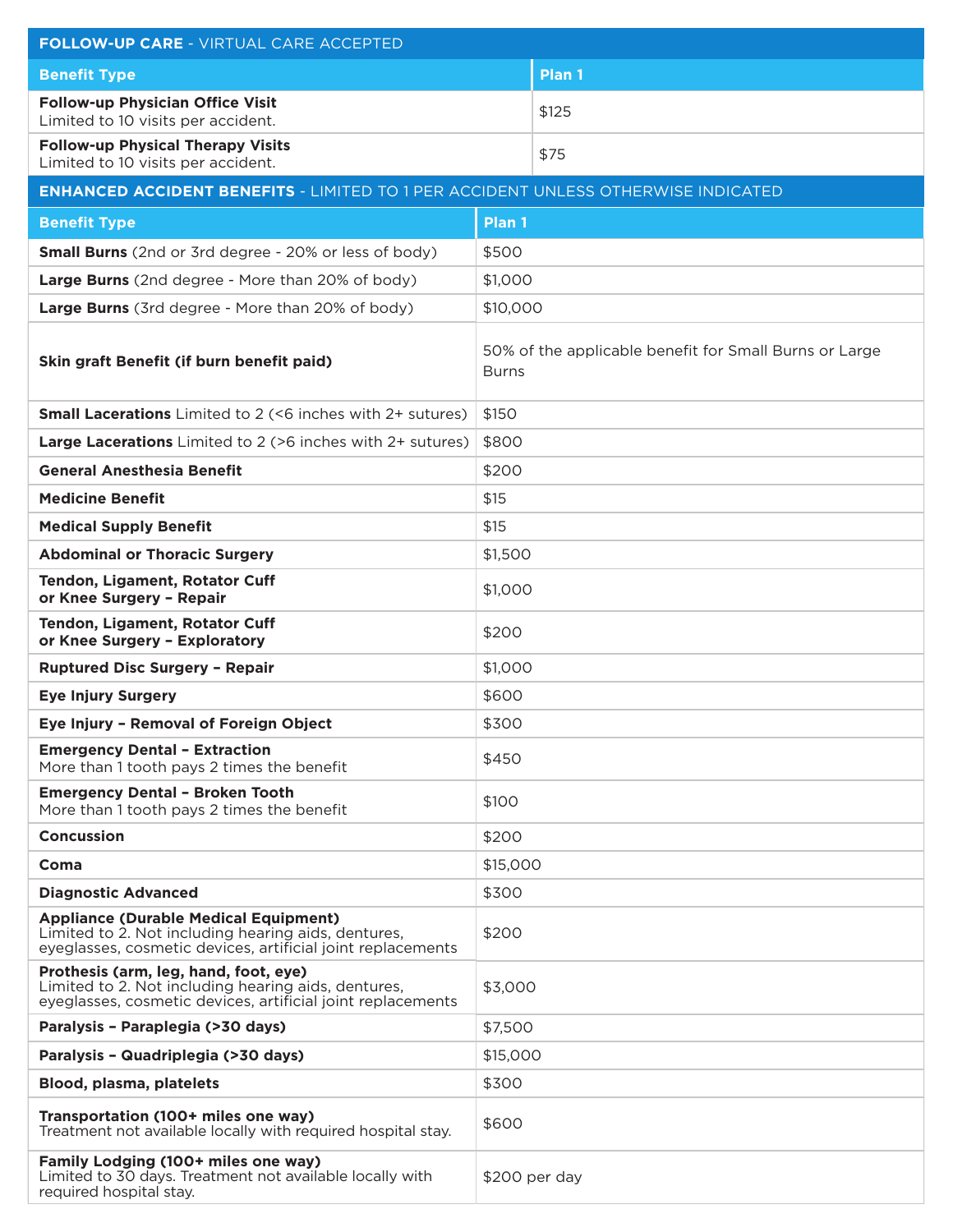## FOLLOW-UP CARE - VIRTUAL CARE ACCEPTED

| Benefit Type | Plan 1 |
|---|---|
| **Follow-up Physician Office Visit** Limited to 10 visits per accident. | $125 |
| **Follow-up Physical Therapy Visits** Limited to 10 visits per accident. | $75 |

## ENHANCED ACCIDENT BENEFITS - LIMITED TO 1 PER ACCIDENT UNLESS OTHERWISE INDICATED

| Benefit Type | Plan 1 |
|---|---|
| **Small Burns** (2nd or 3rd degree - 20% or less of body) | $500 |
| **Large Burns** (2nd degree - More than 20% of body) | $1,000 |
| **Large Burns** (3rd degree - More than 20% of body) | $10,000 |
| **Skin graft Benefit (if burn benefit paid)** | 50% of the applicable benefit for Small Burns or Large Burns |
| **Small Lacerations** Limited to 2 (<6 inches with 2+ sutures) | $150 |
| **Large Lacerations** Limited to 2 (>6 inches with 2+ sutures) | $800 |
| **General Anesthesia Benefit** | $200 |
| **Medicine Benefit** | $15 |
| **Medical Supply Benefit** | $15 |
| **Abdominal or Thoracic Surgery** | $1,500 |
| **Tendon, Ligament, Rotator Cuff or Knee Surgery – Repair** | $1,000 |
| **Tendon, Ligament, Rotator Cuff or Knee Surgery – Exploratory** | $200 |
| **Ruptured Disc Surgery – Repair** | $1,000 |
| **Eye Injury Surgery** | $600 |
| **Eye Injury – Removal of Foreign Object** | $300 |
| **Emergency Dental – Extraction** More than 1 tooth pays 2 times the benefit | $450 |
| **Emergency Dental – Broken Tooth** More than 1 tooth pays 2 times the benefit | $100 |
| **Concussion** | $200 |
| **Coma** | $15,000 |
| **Diagnostic Advanced** | $300 |
| **Appliance (Durable Medical Equipment)** Limited to 2. Not including hearing aids, dentures, eyeglasses, cosmetic devices, artificial joint replacements | $200 |
| **Prothesis (arm, leg, hand, foot, eye)** Limited to 2. Not including hearing aids, dentures, eyeglasses, cosmetic devices, artificial joint replacements | $3,000 |
| **Paralysis – Paraplegia (>30 days)** | $7,500 |
| **Paralysis – Quadriplegia (>30 days)** | $15,000 |
| **Blood, plasma, platelets** | $300 |
| **Transportation (100+ miles one way)** Treatment not available locally with required hospital stay. | $600 |
| **Family Lodging (100+ miles one way)** Limited to 30 days. Treatment not available locally with required hospital stay. | $200 per day |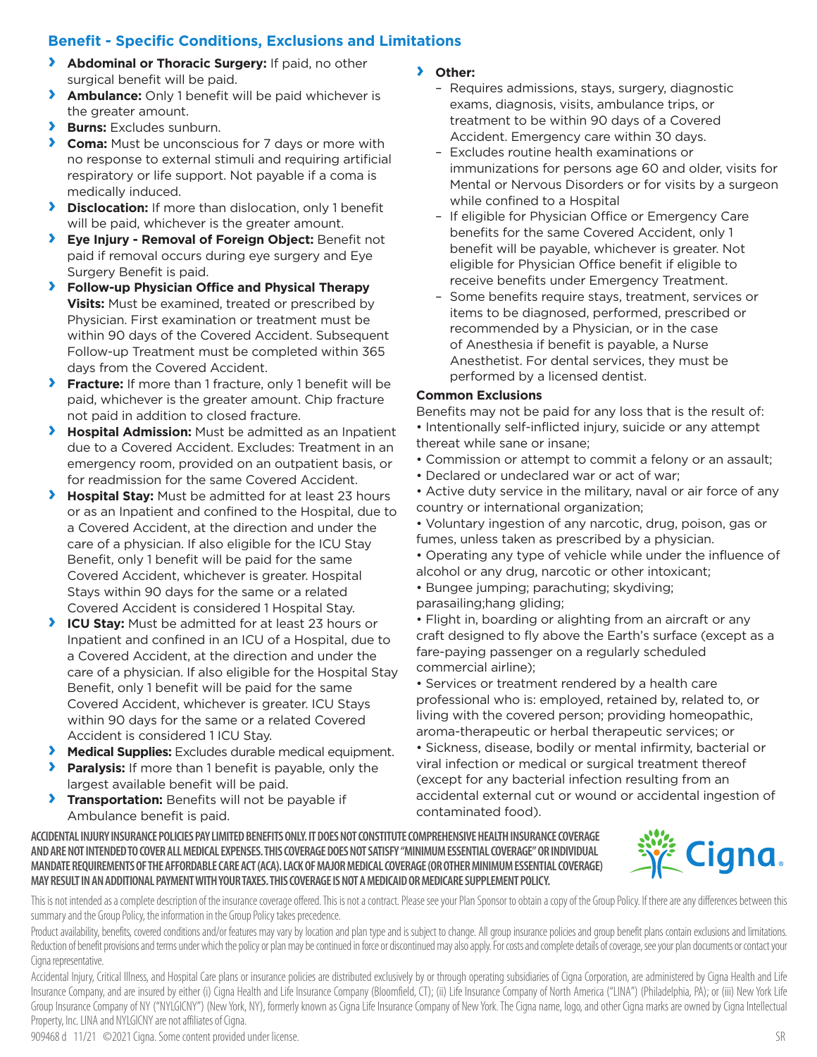## Benefit - Specific Conditions, Exclusions and Limitations

- **Abdominal or Thoracic Surgery:** If paid, no other surgical benefit will be paid.
- **Ambulance:** Only 1 benefit will be paid whichever is the greater amount.
- **Burns:** Excludes sunburn.
- **Coma:** Must be unconscious for 7 days or more with no response to external stimuli and requiring artificial respiratory or life support. Not payable if a coma is medically induced.
- **Disclocation:** If more than dislocation, only 1 benefit will be paid, whichever is the greater amount.
- **Eye Injury - Removal of Foreign Object:** Benefit not paid if removal occurs during eye surgery and Eye Surgery Benefit is paid.
- **Follow-up Physician Office and Physical Therapy Visits:** Must be examined, treated or prescribed by Physician. First examination or treatment must be within 90 days of the Covered Accident. Subsequent Follow-up Treatment must be completed within 365 days from the Covered Accident.
- **Fracture:** If more than 1 fracture, only 1 benefit will be paid, whichever is the greater amount. Chip fracture not paid in addition to closed fracture.
- **Hospital Admission:** Must be admitted as an Inpatient due to a Covered Accident. Excludes: Treatment in an emergency room, provided on an outpatient basis, or for readmission for the same Covered Accident.
- **Hospital Stay:** Must be admitted for at least 23 hours or as an Inpatient and confined to the Hospital, due to a Covered Accident, at the direction and under the care of a physician. If also eligible for the ICU Stay Benefit, only 1 benefit will be paid for the same Covered Accident, whichever is greater. Hospital Stays within 90 days for the same or a related Covered Accident is considered 1 Hospital Stay.
- **ICU Stay:** Must be admitted for at least 23 hours or Inpatient and confined in an ICU of a Hospital, due to a Covered Accident, at the direction and under the care of a physician. If also eligible for the Hospital Stay Benefit, only 1 benefit will be paid for the same Covered Accident, whichever is greater. ICU Stays within 90 days for the same or a related Covered Accident is considered 1 ICU Stay.
- **Medical Supplies:** Excludes durable medical equipment.
- **Paralysis:** If more than 1 benefit is payable, only the largest available benefit will be paid.
- **Transportation:** Benefits will not be payable if Ambulance benefit is paid.
- **Other:**
  - Requires admissions, stays, surgery, diagnostic exams, diagnosis, visits, ambulance trips, or treatment to be within 90 days of a Covered Accident. Emergency care within 30 days.
  - Excludes routine health examinations or immunizations for persons age 60 and older, visits for Mental or Nervous Disorders or for visits by a surgeon while confined to a Hospital
  - If eligible for Physician Office or Emergency Care benefits for the same Covered Accident, only 1 benefit will be payable, whichever is greater. Not eligible for Physician Office benefit if eligible to receive benefits under Emergency Treatment.
  - Some benefits require stays, treatment, services or items to be diagnosed, performed, prescribed or recommended by a Physician, or in the case of Anesthesia if benefit is payable, a Nurse Anesthetist. For dental services, they must be performed by a licensed dentist.

### Common Exclusions

Benefits may not be paid for any loss that is the result of:

- Intentionally self-inflicted injury, suicide or any attempt thereat while sane or insane;
- Commission or attempt to commit a felony or an assault;
- Declared or undeclared war or act of war;
- Active duty service in the military, naval or air force of any country or international organization;
- Voluntary ingestion of any narcotic, drug, poison, gas or fumes, unless taken as prescribed by a physician.
- Operating any type of vehicle while under the influence of alcohol or any drug, narcotic or other intoxicant;
- Bungee jumping; parachuting; skydiving; parasailing;hang gliding;
- Flight in, boarding or alighting from an aircraft or any craft designed to fly above the Earth's surface (except as a fare-paying passenger on a regularly scheduled commercial airline);
- Services or treatment rendered by a health care professional who is: employed, retained by, related to, or living with the covered person; providing homeopathic, aroma-therapeutic or herbal therapeutic services; or
- Sickness, disease, bodily or mental infirmity, bacterial or viral infection or medical or surgical treatment thereof (except for any bacterial infection resulting from an accidental external cut or wound or accidental ingestion of contaminated food).

**ACCIDENTAL INJURY INSURANCE POLICIES PAY LIMITED BENEFITS ONLY. IT DOES NOT CONSTITUTE COMPREHENSIVE HEALTH INSURANCE COVERAGE AND ARE NOT INTENDED TO COVER ALL MEDICAL EXPENSES. THIS COVERAGE DOES NOT SATISFY "MINIMUM ESSENTIAL COVERAGE" OR INDIVIDUAL MANDATE REQUIREMENTS OF THE AFFORDABLE CARE ACT (ACA). LACK OF MAJOR MEDICAL COVERAGE (OR OTHER MINIMUM ESSENTIAL COVERAGE) MAY RESULT IN AN ADDITIONAL PAYMENT WITH YOUR TAXES. THIS COVERAGE IS NOT A MEDICAID OR MEDICARE SUPPLEMENT POLICY.**

Cigna.

This is not intended as a complete description of the insurance coverage offered. This is not a contract. Please see your Plan Sponsor to obtain a copy of the Group Policy. If there are any differences between this summary and the Group Policy, the information in the Group Policy takes precedence.

Product availability, benefits, covered conditions and/or features may vary by location and plan type and is subject to change. All group insurance policies and group benefit plans contain exclusions and limitations. Reduction of benefit provisions and terms under which the policy or plan may be continued in force or discontinued may also apply. For costs and complete details of coverage, see your plan documents or contact your Cigna representative.

Accidental Injury, Critical Illness, and Hospital Care plans or insurance policies are distributed exclusively by or through operating subsidiaries of Cigna Corporation, are administered by Cigna Health and Life Insurance Company, and are insured by either (i) Cigna Health and Life Insurance Company (Bloomfield, CT); (ii) Life Insurance Company of North America ("LINA") (Philadelphia, PA); or (iii) New York Life Group Insurance Company of NY ("NYLGICNY") (New York, NY), formerly known as Cigna Life Insurance Company of New York. The Cigna name, logo, and other Cigna marks are owned by Cigna Intellectual Property, Inc. LINA and NYLGICNY are not affiliates of Cigna.

909468 d 11/21 ©2021 Cigna. Some content provided under license. SR